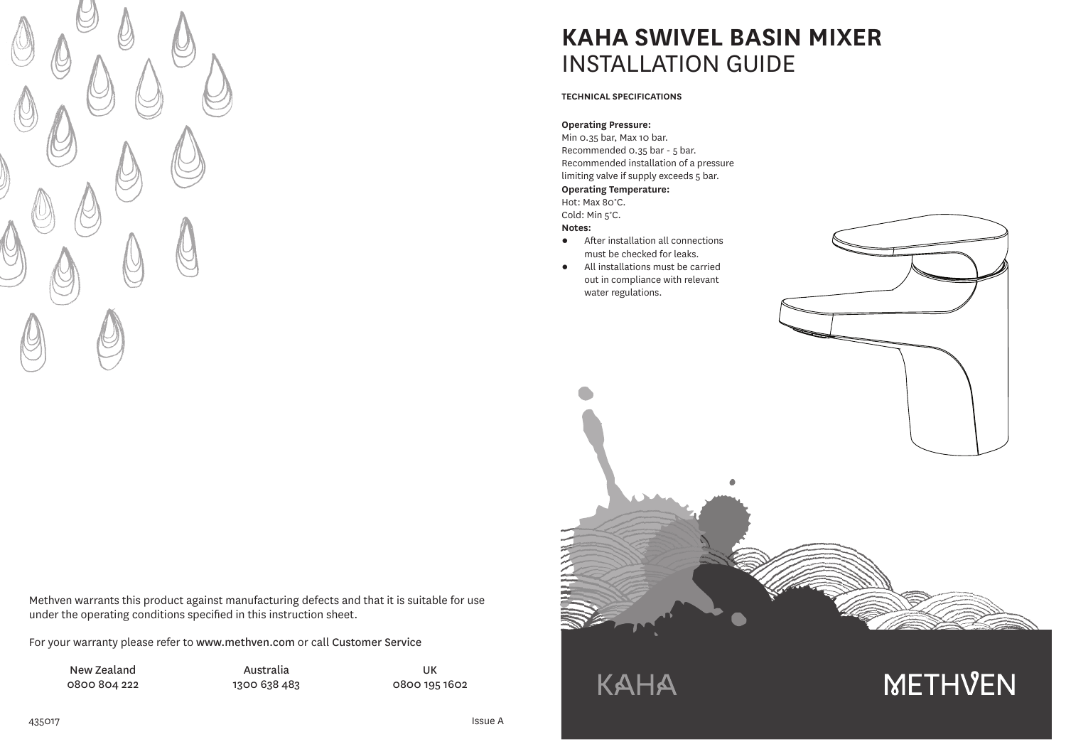# KAHA SWIVEL BASIN MIXER
## INSTALLATION GUIDE

**TECHNICAL SPECIFICATIONS**

**Operating Pressure:**
Min 0.35 bar, Max 10 bar.
Recommended 0.35 bar - 5 bar.
Recommended installation of a pressure limiting valve if supply exceeds 5 bar.

**Operating Temperature:**
Hot: Max 80°C.
Cold: Min 5°C.

**Notes:**

- After installation all connections must be checked for leaks.
- All installations must be carried out in compliance with relevant water regulations.

KAHA

METHVEN

Methven warrants this product against manufacturing defects and that it is suitable for use under the operating conditions specified in this instruction sheet.

For your warranty please refer to www.methven.com or call Customer Service

| New Zealand | Australia | UK |
|---|---|---|
| 0800 804 222 | 1300 638 483 | 0800 195 1602 |

435017

Issue A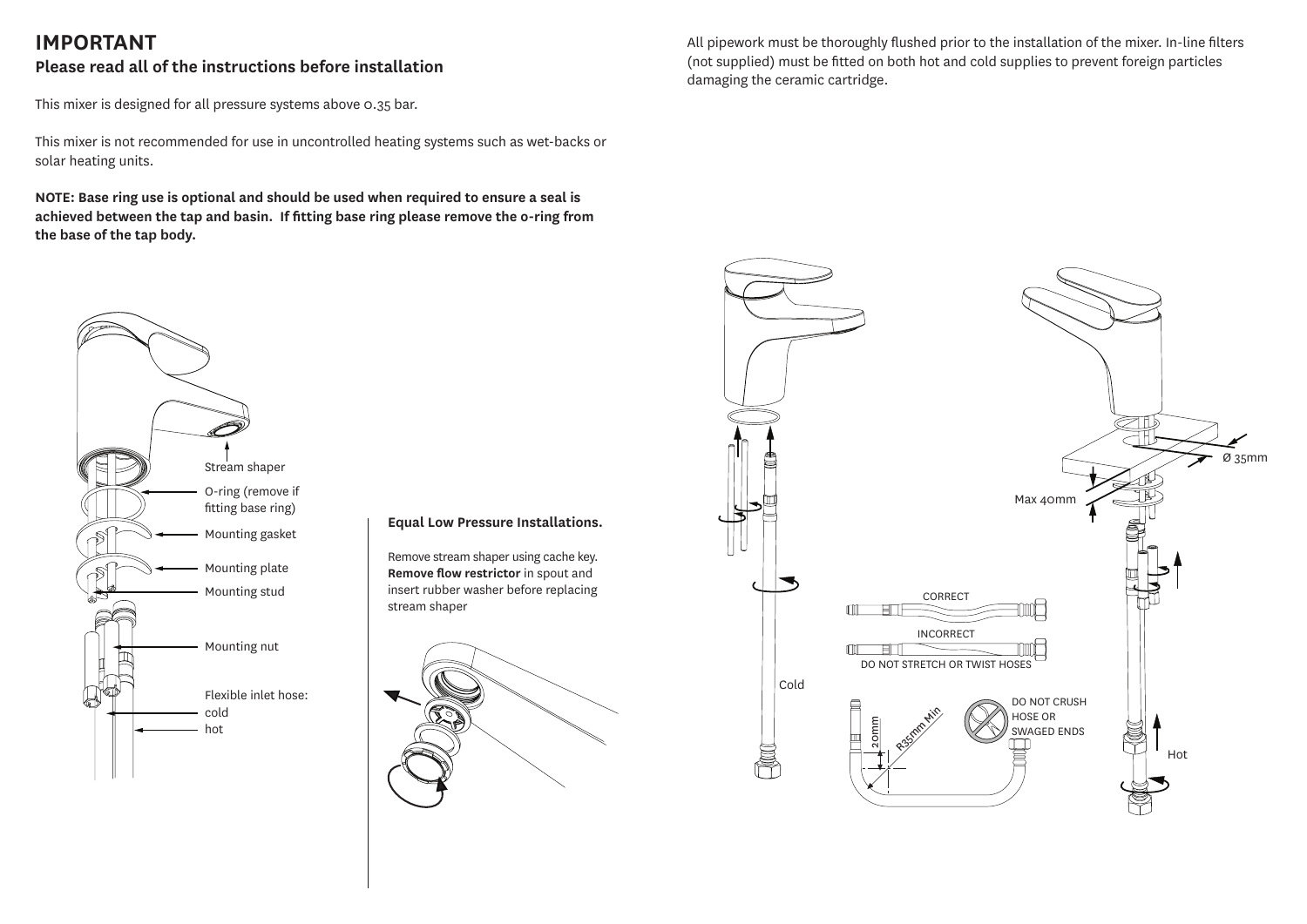# IMPORTANT

## Please read all of the instructions before installation

This mixer is designed for all pressure systems above 0.35 bar.

This mixer is not recommended for use in uncontrolled heating systems such as wet-backs or solar heating units.

**NOTE: Base ring use is optional and should be used when required to ensure a seal is achieved between the tap and basin. If fitting base ring please remove the o-ring from the base of the tap body.**

All pipework must be thoroughly flushed prior to the installation of the mixer. In-line filters (not supplied) must be fitted on both hot and cold supplies to prevent foreign particles damaging the ceramic cartridge.

Stream shaper

O-ring (remove if fitting base ring)

Mounting gasket

Mounting plate

Mounting stud

Mounting nut

Flexible inlet hose:
cold
hot

**Equal Low Pressure Installations.**

Remove stream shaper using cache key. **Remove flow restrictor** in spout and insert rubber washer before replacing stream shaper

Ø 35mm

Max 40mm

CORRECT

INCORRECT

DO NOT STRETCH OR TWIST HOSES

Cold

20mm

R35mm Min

DO NOT CRUSH HOSE OR SWAGED ENDS

Hot